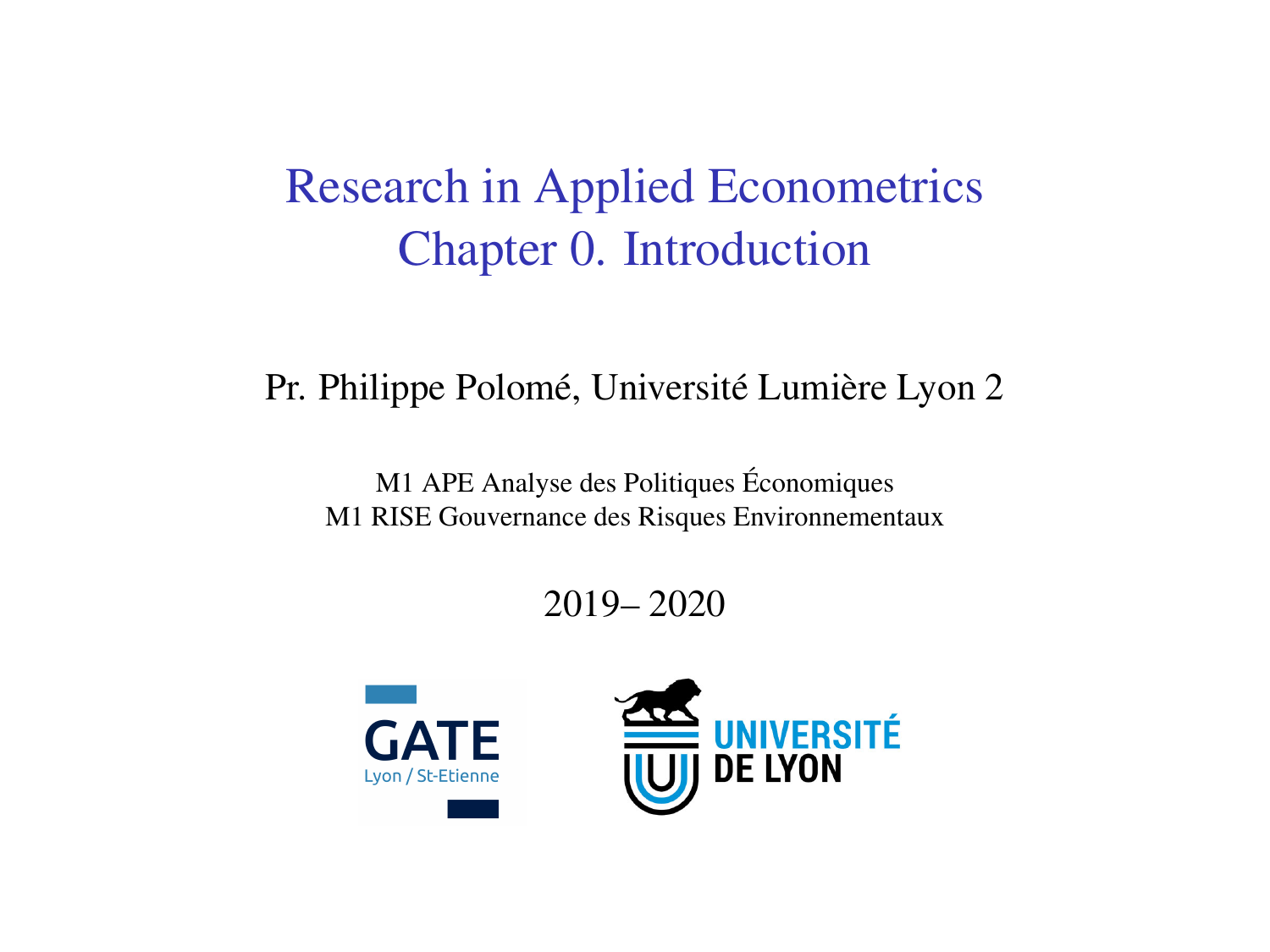# Research in Applied Econometrics
## Chapter 0. Introduction

Pr. Philippe Polomé, Université Lumière Lyon 2

M1 APE Analyse des Politiques Économiques
M1 RISE Gouvernance des Risques Environnementaux

2019– 2020

GATE Lyon / St-Etienne

UNIVERSITÉ DE LYON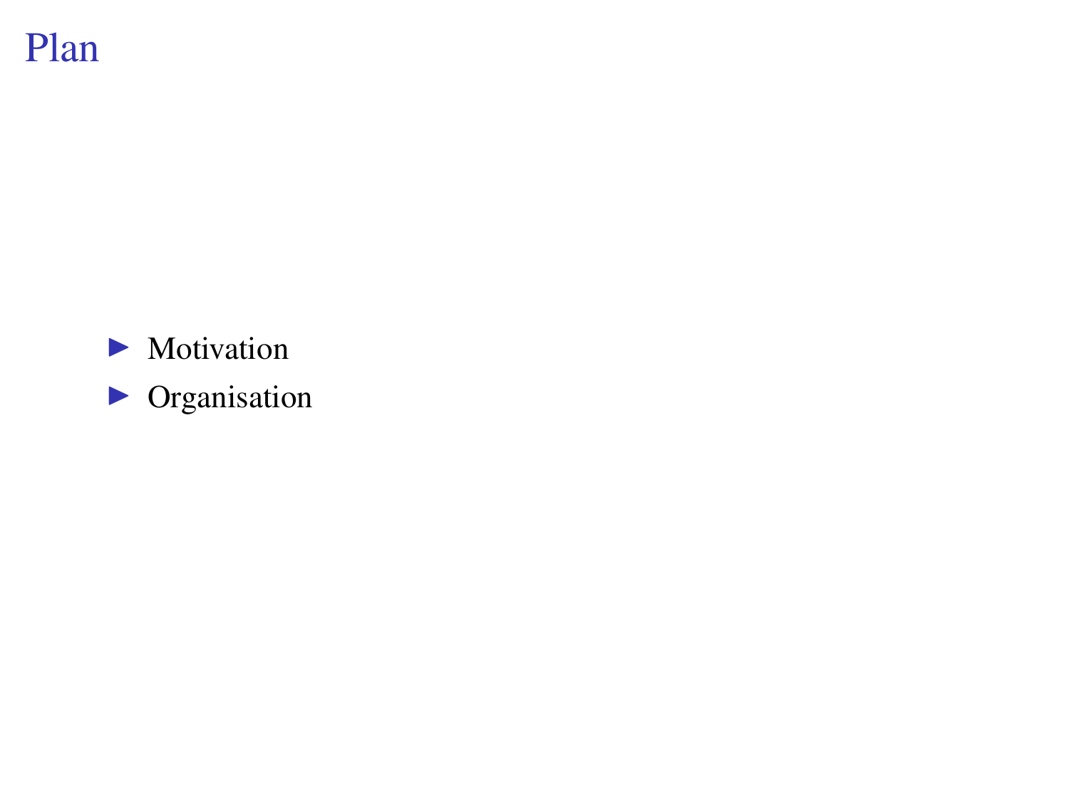# Plan

- Motivation
- Organisation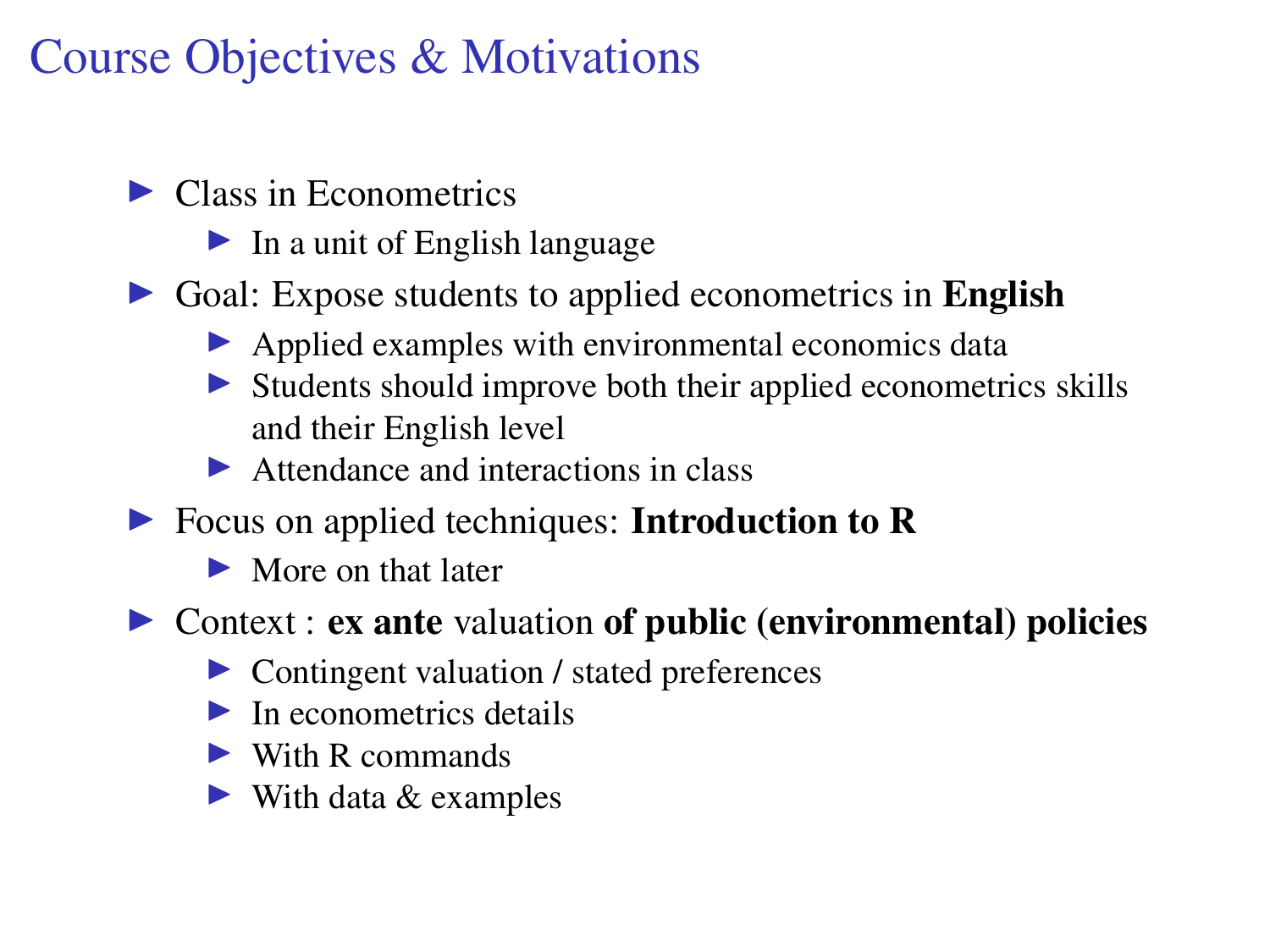# Course Objectives & Motivations

- Class in Econometrics
  - In a unit of English language
- Goal: Expose students to applied econometrics in **English**
  - Applied examples with environmental economics data
  - Students should improve both their applied econometrics skills and their English level
  - Attendance and interactions in class
- Focus on applied techniques: **Introduction to R**
  - More on that later
- Context : **ex ante** valuation **of public (environmental) policies**
  - Contingent valuation / stated preferences
  - In econometrics details
  - With R commands
  - With data & examples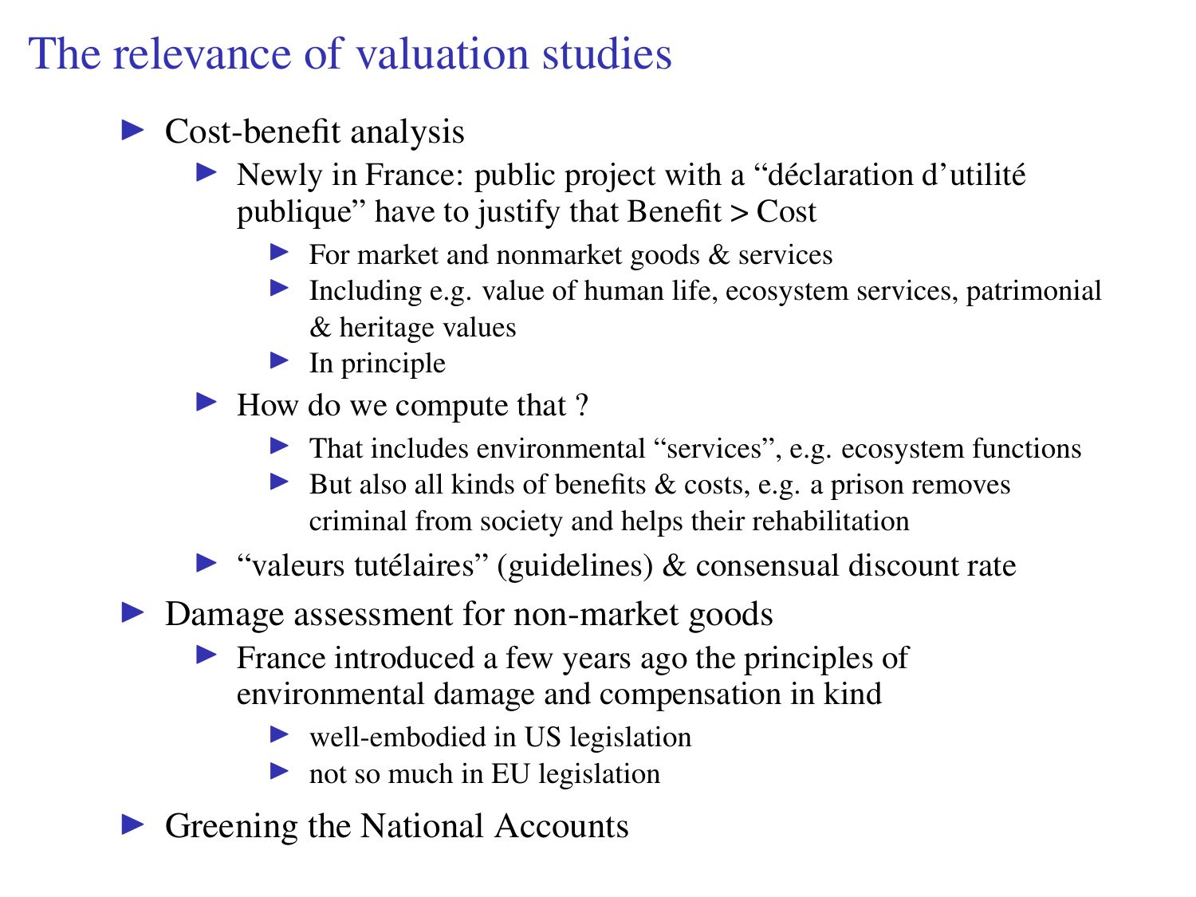# The relevance of valuation studies

- Cost-benefit analysis
  - Newly in France: public project with a “déclaration d’utilité publique” have to justify that Benefit > Cost
    - For market and nonmarket goods & services
    - Including e.g. value of human life, ecosystem services, patrimonial & heritage values
    - In principle
  - How do we compute that ?
    - That includes environmental “services”, e.g. ecosystem functions
    - But also all kinds of benefits & costs, e.g. a prison removes criminal from society and helps their rehabilitation
  - “valeurs tutélaires” (guidelines) & consensual discount rate
- Damage assessment for non-market goods
  - France introduced a few years ago the principles of environmental damage and compensation in kind
    - well-embodied in US legislation
    - not so much in EU legislation
- Greening the National Accounts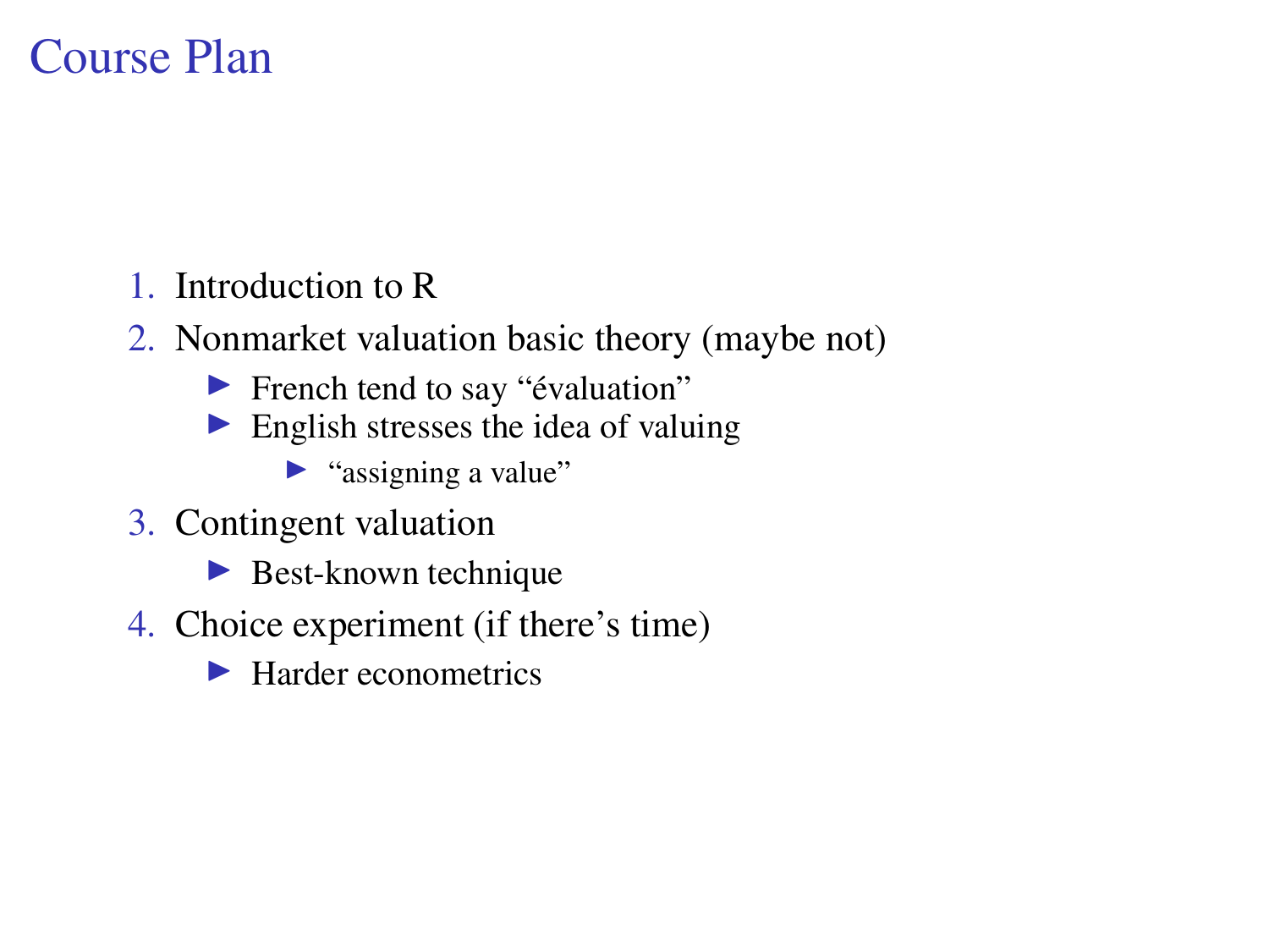# Course Plan

1. Introduction to R
2. Nonmarket valuation basic theory (maybe not)
   - French tend to say "évaluation"
   - English stresses the idea of valuing
     - "assigning a value"
3. Contingent valuation
   - Best-known technique
4. Choice experiment (if there's time)
   - Harder econometrics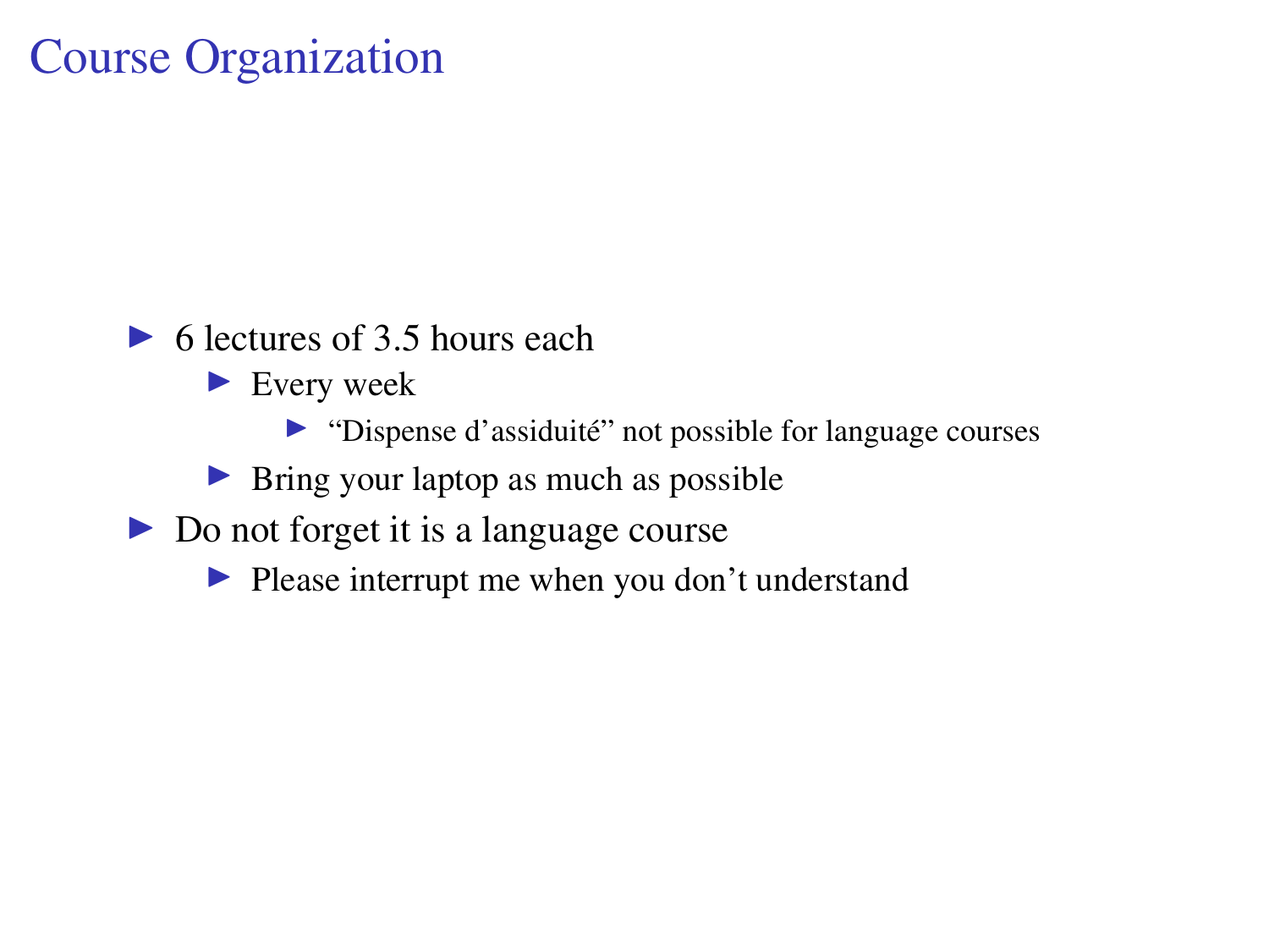# Course Organization

- 6 lectures of 3.5 hours each
  - Every week
    - “Dispense d’assiduité” not possible for language courses
  - Bring your laptop as much as possible
- Do not forget it is a language course
  - Please interrupt me when you don’t understand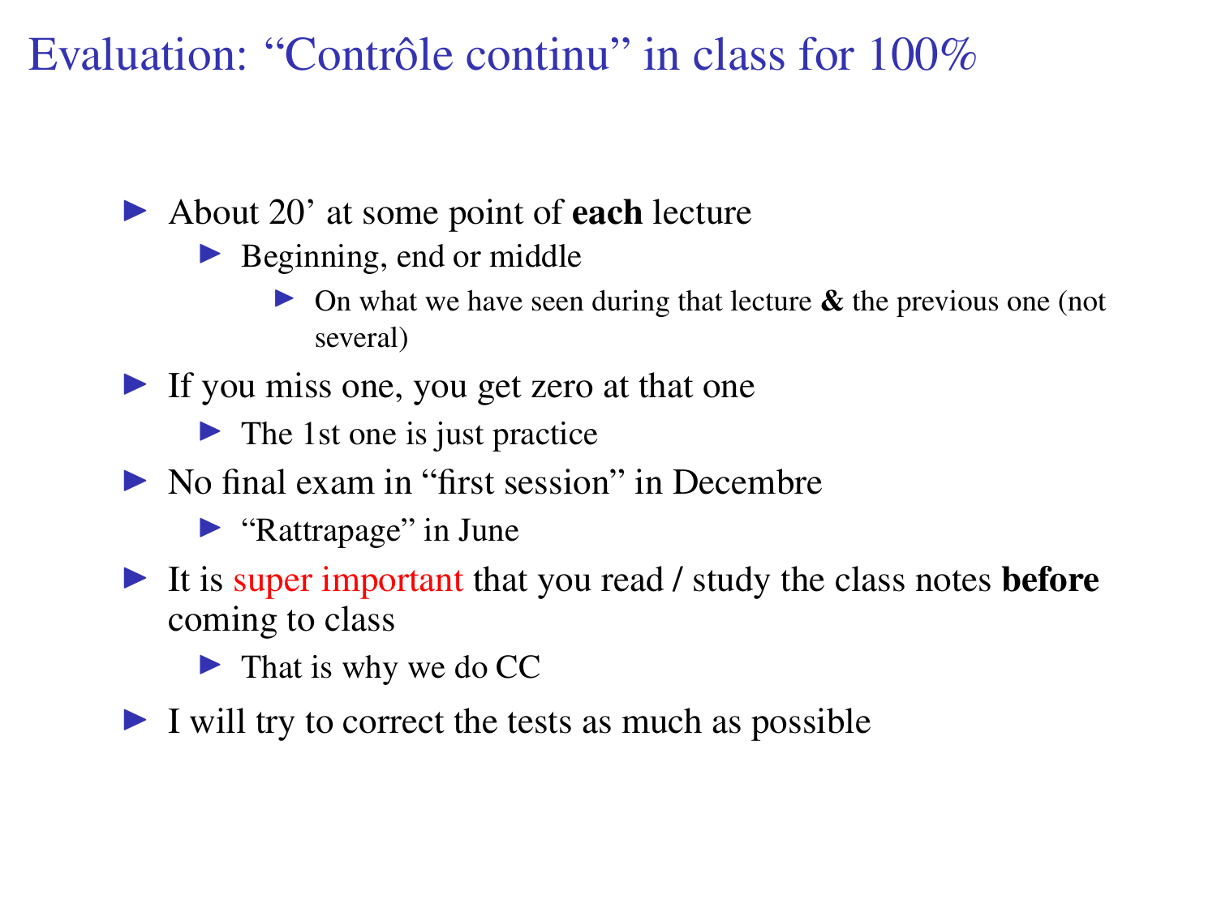# Evaluation: “Contrôle continu” in class for 100%

- About 20’ at some point of **each** lecture
  - Beginning, end or middle
    - On what we have seen during that lecture **&** the previous one (not several)
- If you miss one, you get zero at that one
  - The 1st one is just practice
- No final exam in “first session” in Decembre
  - “Rattrapage” in June
- It is super important that you read / study the class notes **before** coming to class
  - That is why we do CC
- I will try to correct the tests as much as possible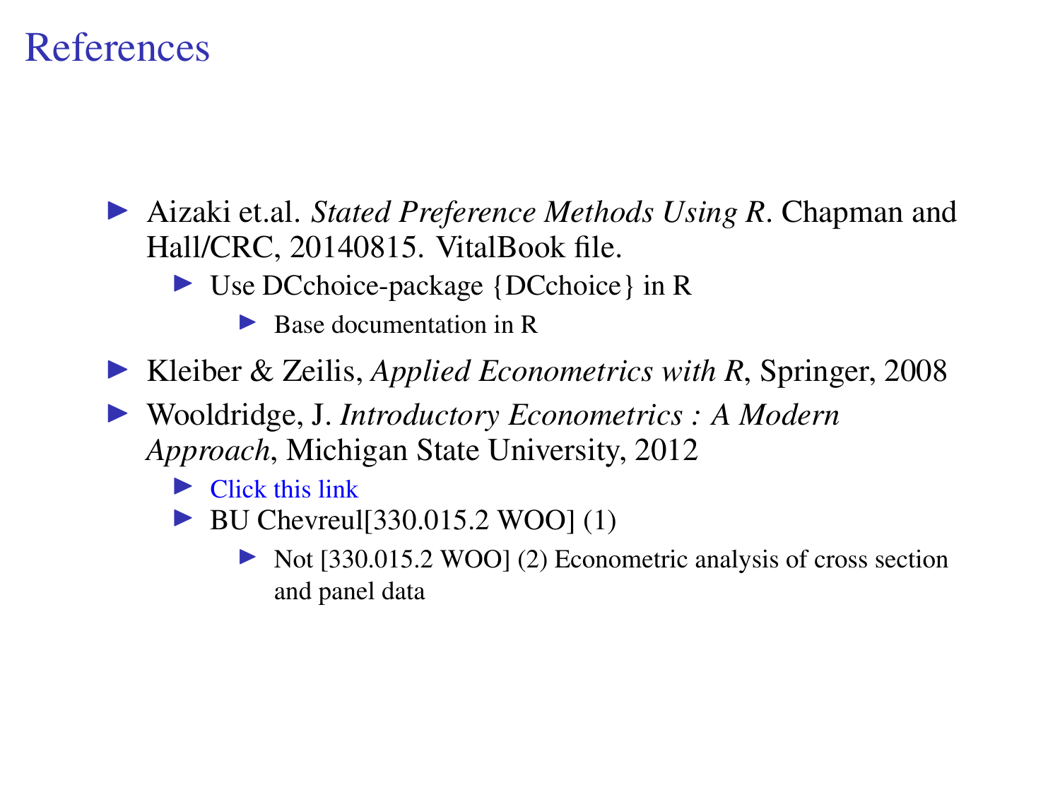# References

- Aizaki et.al. *Stated Preference Methods Using R*. Chapman and Hall/CRC, 20140815. VitalBook file.
  - Use DCchoice-package {DCchoice} in R
    - Base documentation in R
- Kleiber & Zeilis, *Applied Econometrics with R*, Springer, 2008
- Wooldridge, J. *Introductory Econometrics : A Modern Approach*, Michigan State University, 2012
  - Click this link
  - BU Chevreul[330.015.2 WOO] (1)
    - Not [330.015.2 WOO] (2) Econometric analysis of cross section and panel data